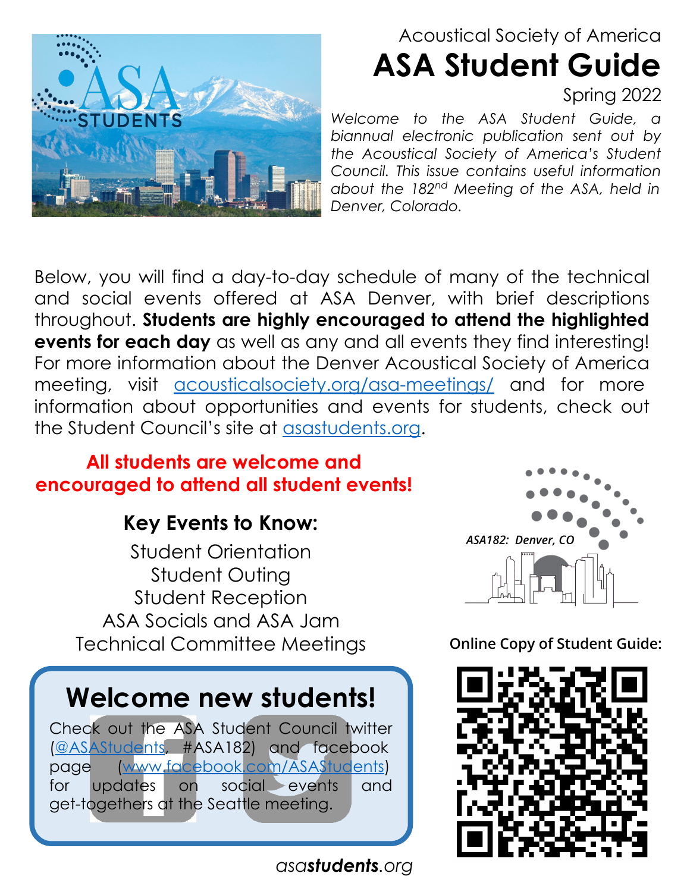Acoustical Society of America

# ASA Student Guide

Spring 2022

*Welcome to the ASA Student Guide, a biannual electronic publication sent out by the Acoustical Society of America's Student Council. This issue contains useful information about the 182nd Meeting of the ASA, held in Denver, Colorado.*

Below, you will find a day-to-day schedule of many of the technical and social events offered at ASA Denver, with brief descriptions throughout. **Students are highly encouraged to attend the highlighted events for each day** as well as any and all events they find interesting! For more information about the Denver Acoustical Society of America meeting, visit [acousticalsociety.org/asa-meetings/](acousticalsociety.org/asa-meetings/) and for more information about opportunities and events for students, check out the Student Council's site at [asastudents.org](asastudents.org).

**All students are welcome and encouraged to attend all student events!**

### Key Events to Know:

Student Orientation
Student Outing
Student Reception
ASA Socials and ASA Jam
Technical Committee Meetings

*ASA182: Denver, CO*

**Online Copy of Student Guide:**

## Welcome new students!

Check out the ASA Student Council twitter (@ASAStudents, #ASA182) and facebook page (www.facebook.com/ASAStudents) for updates on social events and get-togethers at the Seattle meeting.

*asa**students**.org*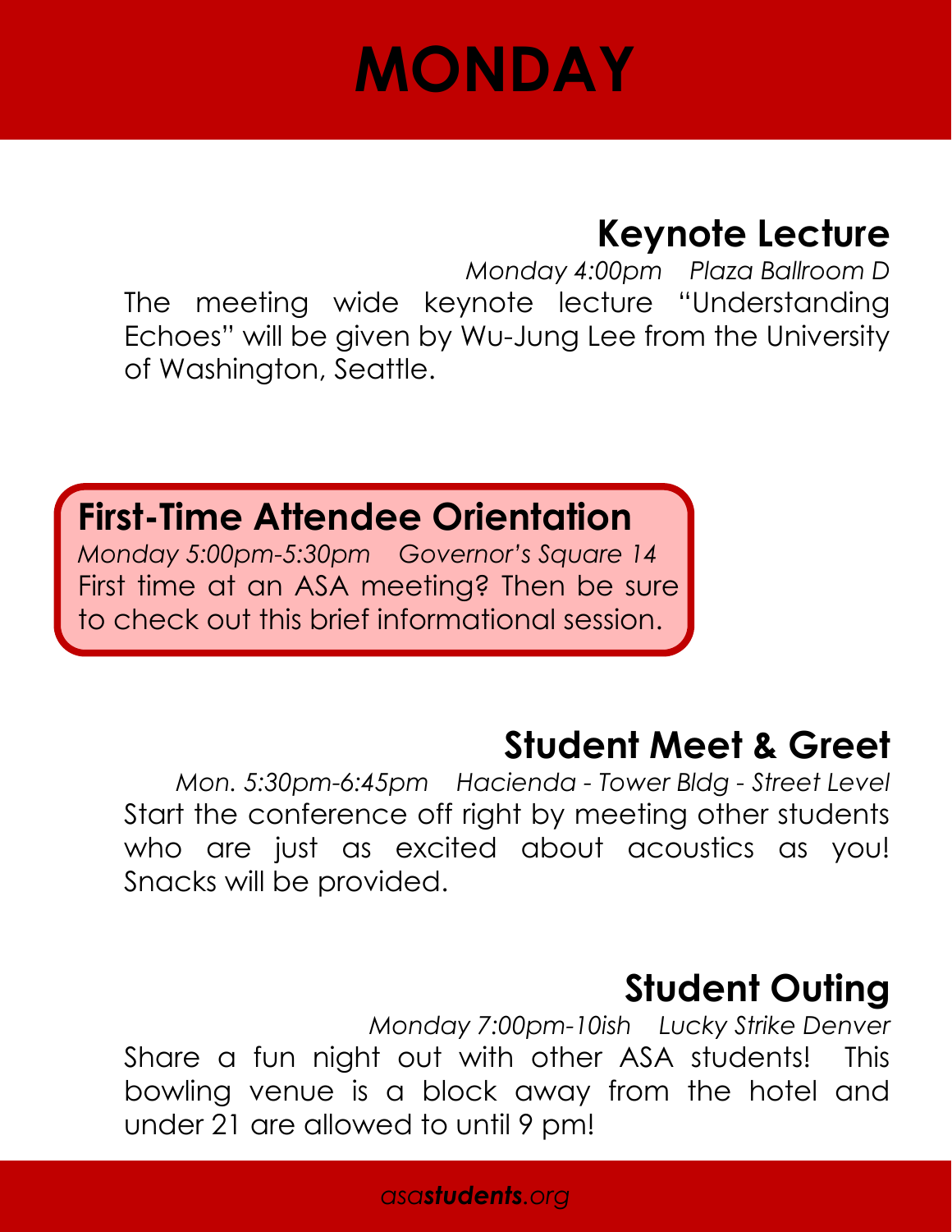# MONDAY

## Keynote Lecture

*Monday 4:00pm   Plaza Ballroom D*

The meeting wide keynote lecture "Understanding Echoes" will be given by Wu-Jung Lee from the University of Washington, Seattle.

## First-Time Attendee Orientation

*Monday 5:00pm-5:30pm   Governor's Square 14*

First time at an ASA meeting? Then be sure to check out this brief informational session.

## Student Meet & Greet

*Mon. 5:30pm-6:45pm   Hacienda - Tower Bldg - Street Level*

Start the conference off right by meeting other students who are just as excited about acoustics as you! Snacks will be provided.

## Student Outing

*Monday 7:00pm-10ish   Lucky Strike Denver*

Share a fun night out with other ASA students! This bowling venue is a block away from the hotel and under 21 are allowed to until 9 pm!

*asa**students**.org*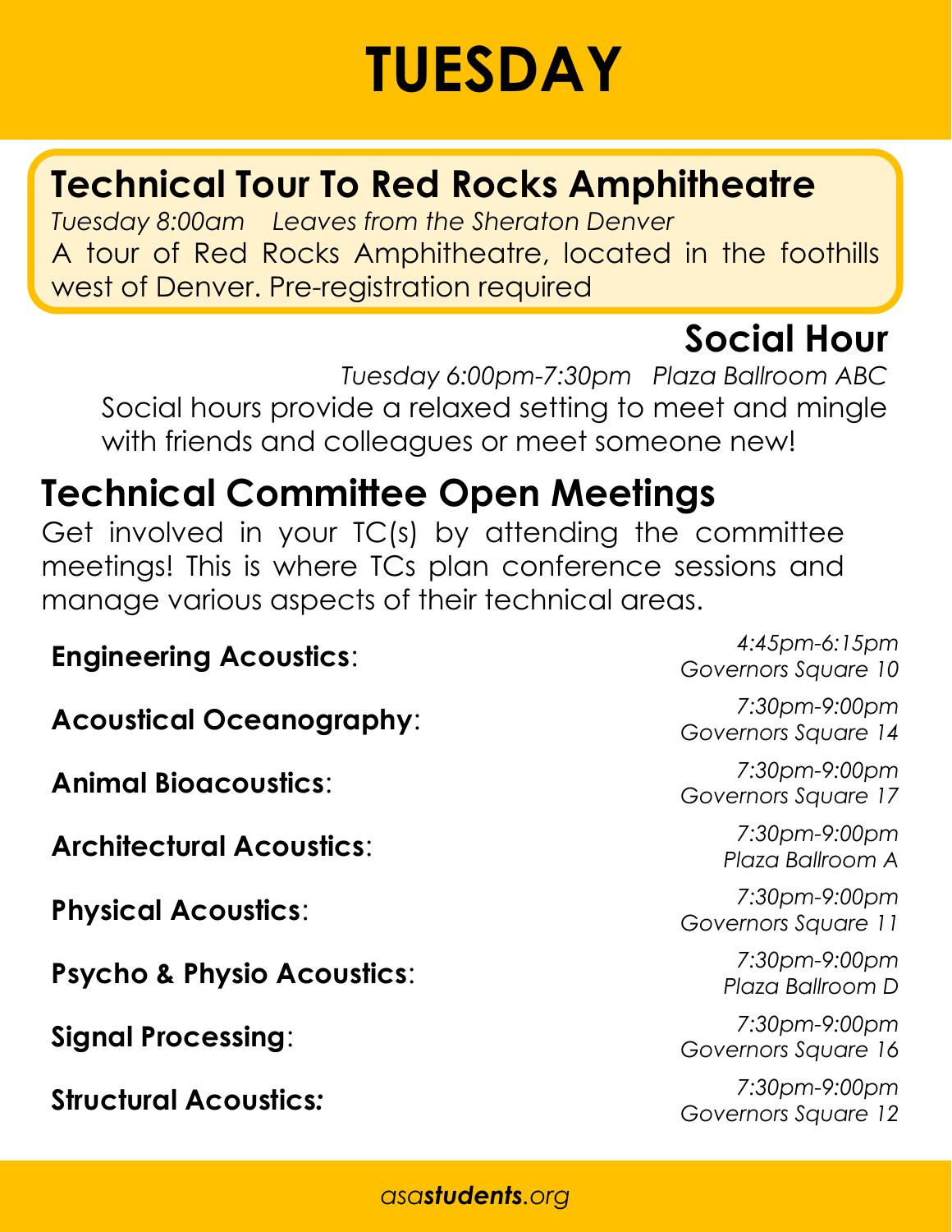# TUESDAY

## Technical Tour To Red Rocks Amphitheatre

*Tuesday 8:00am    Leaves from the Sheraton Denver*

A tour of Red Rocks Amphitheatre, located in the foothills west of Denver. Pre-registration required

## Social Hour

*Tuesday 6:00pm-7:30pm   Plaza Ballroom ABC*

Social hours provide a relaxed setting to meet and mingle with friends and colleagues or meet someone new!

## Technical Committee Open Meetings

Get involved in your TC(s) by attending the committee meetings! This is where TCs plan conference sessions and manage various aspects of their technical areas.

**Engineering Acoustics**: *4:45pm-6:15pm, Governors Square 10*

**Acoustical Oceanography**: *7:30pm-9:00pm, Governors Square 14*

**Animal Bioacoustics**: *7:30pm-9:00pm, Governors Square 17*

**Architectural Acoustics**: *7:30pm-9:00pm, Plaza Ballroom A*

**Physical Acoustics**: *7:30pm-9:00pm, Governors Square 11*

**Psycho & Physio Acoustics**: *7:30pm-9:00pm, Plaza Ballroom D*

**Signal Processing**: *7:30pm-9:00pm, Governors Square 16*

**Structural Acoustics:** *7:30pm-9:00pm, Governors Square 12*

asa**students**.org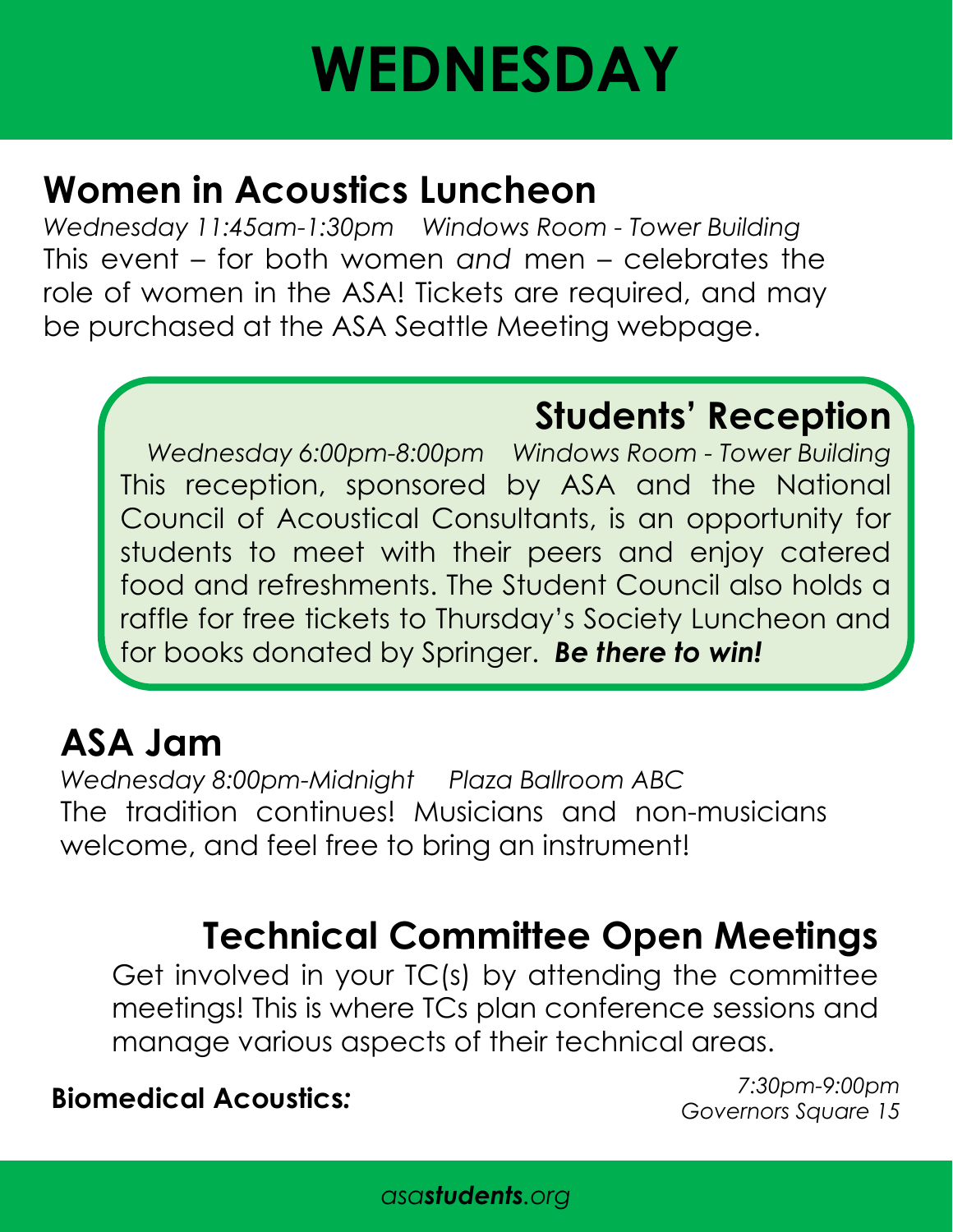# WEDNESDAY

## Women in Acoustics Luncheon

*Wednesday 11:45am-1:30pm Windows Room - Tower Building*

This event – for both women *and* men – celebrates the role of women in the ASA! Tickets are required, and may be purchased at the ASA Seattle Meeting webpage.

## Students' Reception

*Wednesday 6:00pm-8:00pm Windows Room - Tower Building*

This reception, sponsored by ASA and the National Council of Acoustical Consultants, is an opportunity for students to meet with their peers and enjoy catered food and refreshments. The Student Council also holds a raffle for free tickets to Thursday's Society Luncheon and for books donated by Springer. ***Be there to win!***

## ASA Jam

*Wednesday 8:00pm-Midnight Plaza Ballroom ABC*

The tradition continues! Musicians and non-musicians welcome, and feel free to bring an instrument!

## Technical Committee Open Meetings

Get involved in your TC(s) by attending the committee meetings! This is where TCs plan conference sessions and manage various aspects of their technical areas.

**Biomedical Acoustics:** *7:30pm-9:00pm Governors Square 15*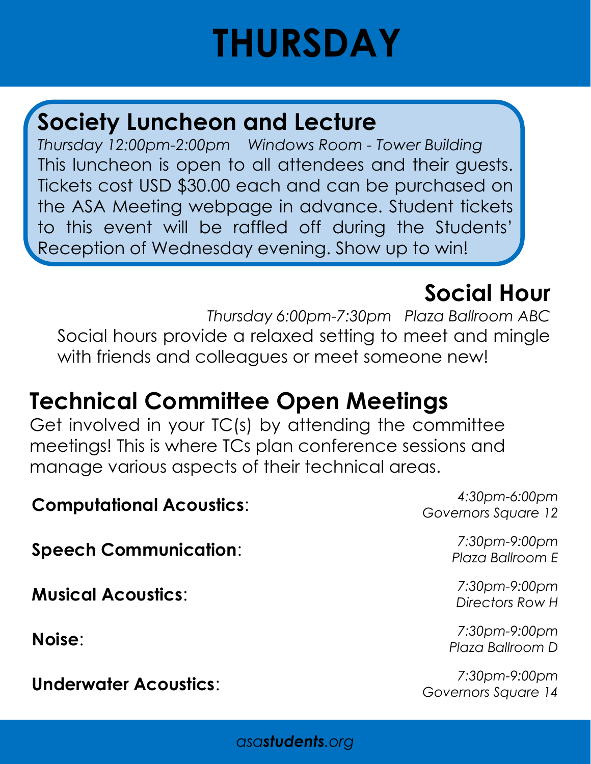# THURSDAY

## Society Luncheon and Lecture

*Thursday 12:00pm-2:00pm Windows Room - Tower Building*

This luncheon is open to all attendees and their guests. Tickets cost USD $30.00 each and can be purchased on the ASA Meeting webpage in advance. Student tickets to this event will be raffled off during the Students' Reception of Wednesday evening. Show up to win!

## Social Hour

*Thursday 6:00pm-7:30pm Plaza Ballroom ABC*

Social hours provide a relaxed setting to meet and mingle with friends and colleagues or meet someone new!

## Technical Committee Open Meetings

Get involved in your TC(s) by attending the committee meetings! This is where TCs plan conference sessions and manage various aspects of their technical areas.

**Computational Acoustics**: *4:30pm-6:00pm Governors Square 12*

**Speech Communication**: *7:30pm-9:00pm Plaza Ballroom E*

**Musical Acoustics**: *7:30pm-9:00pm Directors Row H*

**Noise**: *7:30pm-9:00pm Plaza Ballroom D*

**Underwater Acoustics**: *7:30pm-9:00pm Governors Square 14*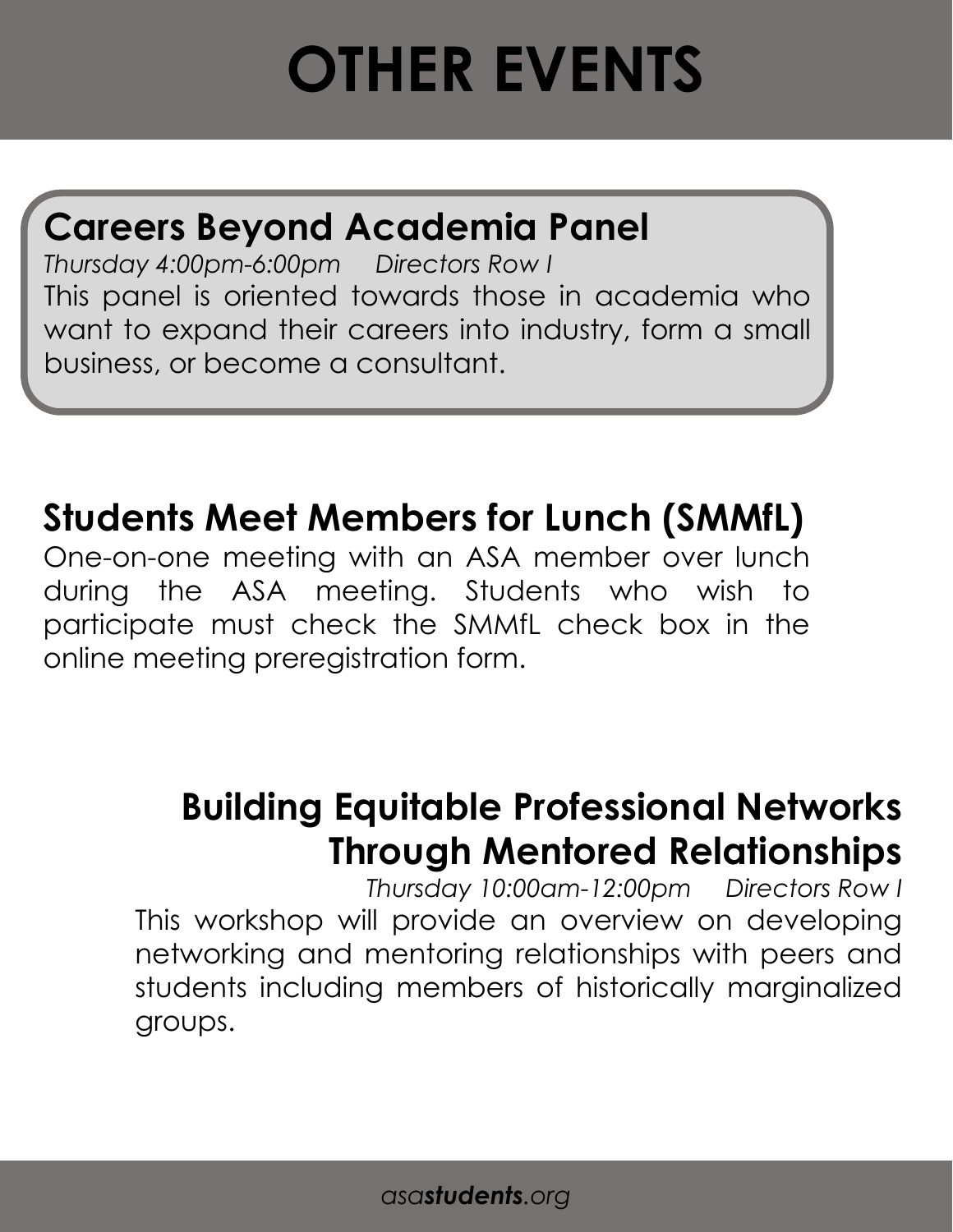# OTHER EVENTS

## Careers Beyond Academia Panel

*Thursday 4:00pm-6:00pm     Directors Row I*

This panel is oriented towards those in academia who want to expand their careers into industry, form a small business, or become a consultant.

## Students Meet Members for Lunch (SMMfL)

One-on-one meeting with an ASA member over lunch during the ASA meeting. Students who wish to participate must check the SMMfL check box in the online meeting preregistration form.

## Building Equitable Professional Networks Through Mentored Relationships

*Thursday 10:00am-12:00pm     Directors Row I*

This workshop will provide an overview on developing networking and mentoring relationships with peers and students including members of historically marginalized groups.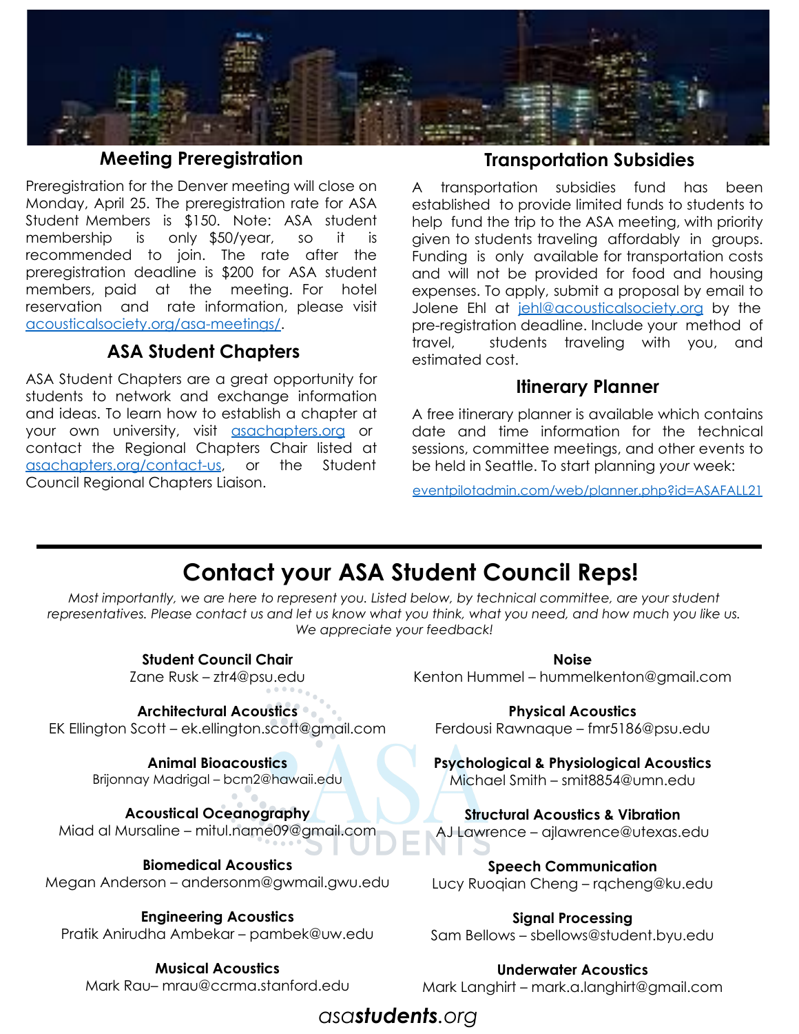## Meeting Preregistration

Preregistration for the Denver meeting will close on Monday, April 25. The preregistration rate for ASA Student Members is $150. Note: ASA student membership is only $50/year, so it is recommended to join. The rate after the preregistration deadline is $200 for ASA student members, paid at the meeting. For hotel reservation and rate information, please visit acousticalsociety.org/asa-meetings/.

## ASA Student Chapters

ASA Student Chapters are a great opportunity for students to network and exchange information and ideas. To learn how to establish a chapter at your own university, visit asachapters.org or contact the Regional Chapters Chair listed at asachapters.org/contact-us, or the Student Council Regional Chapters Liaison.

## Transportation Subsidies

A transportation subsidies fund has been established to provide limited funds to students to help fund the trip to the ASA meeting, with priority given to students traveling affordably in groups. Funding is only available for transportation costs and will not be provided for food and housing expenses. To apply, submit a proposal by email to Jolene Ehl at jehl@acousticalsociety.org by the pre-registration deadline. Include your method of travel, students traveling with you, and estimated cost.

## Itinerary Planner

A free itinerary planner is available which contains date and time information for the technical sessions, committee meetings, and other events to be held in Seattle. To start planning *your* week:

eventpilotadmin.com/web/planner.php?id=ASAFALL21

---

# Contact your ASA Student Council Reps!

*Most importantly, we are here to represent you. Listed below, by technical committee, are your student representatives. Please contact us and let us know what you think, what you need, and how much you like us. We appreciate your feedback!*

**Student Council Chair**
Zane Rusk – ztr4@psu.edu

**Architectural Acoustics**
EK Ellington Scott – ek.ellington.scott@gmail.com

**Animal Bioacoustics**
Brijonnay Madrigal – bcm2@hawaii.edu

**Acoustical Oceanography**
Miad al Mursaline – mitul.name09@gmail.com

**Biomedical Acoustics**
Megan Anderson – andersonm@gwmail.gwu.edu

**Engineering Acoustics**
Pratik Anirudha Ambekar – pambek@uw.edu

**Musical Acoustics**
Mark Rau– mrau@ccrma.stanford.edu

**Noise**
Kenton Hummel – hummelkenton@gmail.com

**Physical Acoustics**
Ferdousi Rawnaque – fmr5186@psu.edu

**Psychological & Physiological Acoustics**
Michael Smith – smit8854@umn.edu

**Structural Acoustics & Vibration**
AJ Lawrence – ajlawrence@utexas.edu

**Speech Communication**
Lucy Ruoqian Cheng – rqcheng@ku.edu

**Signal Processing**
Sam Bellows – sbellows@student.byu.edu

**Underwater Acoustics**
Mark Langhirt – mark.a.langhirt@gmail.com

*asa**students**.org*